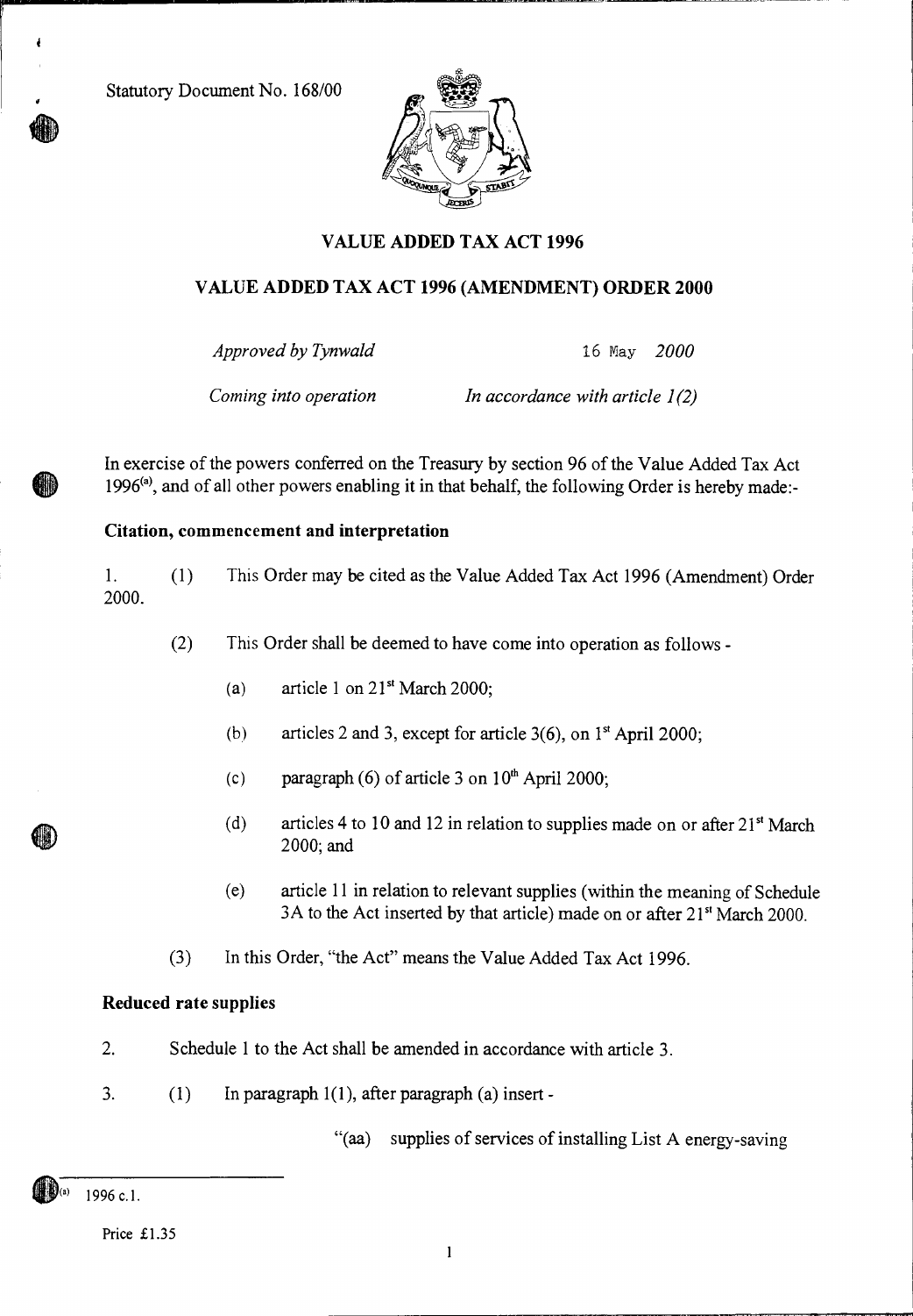Statutory Document No. 168/00

# VALUE ADDED TAX ACT 1996

## VALUE ADDED TAX ACT 1996 (AMENDMENT) ORDER 2000

*Approved by Tynwald* 16 May *2000*

*Coming into operation* *In accordance with article 1(2)*

In exercise of the powers conferred on the Treasury by section 96 of the Value Added Tax Act 1996[(a)], and of all other powers enabling it in that behalf, the following Order is hereby made:-

### Citation, commencement and interpretation

1. (1) This Order may be cited as the Value Added Tax Act 1996 (Amendment) Order 2000.

(2) This Order shall be deemed to have come into operation as follows -

(a) article 1 on 21st March 2000;

(b) articles 2 and 3, except for article 3(6), on 1st April 2000;

(c) paragraph (6) of article 3 on 10th April 2000;

(d) articles 4 to 10 and 12 in relation to supplies made on or after 21st March 2000; and

(e) article 11 in relation to relevant supplies (within the meaning of Schedule 3A to the Act inserted by that article) made on or after 21st March 2000.

(3) In this Order, "the Act" means the Value Added Tax Act 1996.

### Reduced rate supplies

2. Schedule 1 to the Act shall be amended in accordance with article 3.

3. (1) In paragraph 1(1), after paragraph (a) insert -

"(aa) supplies of services of installing List A energy-saving

(a) 1996 c.1.

Price £1.35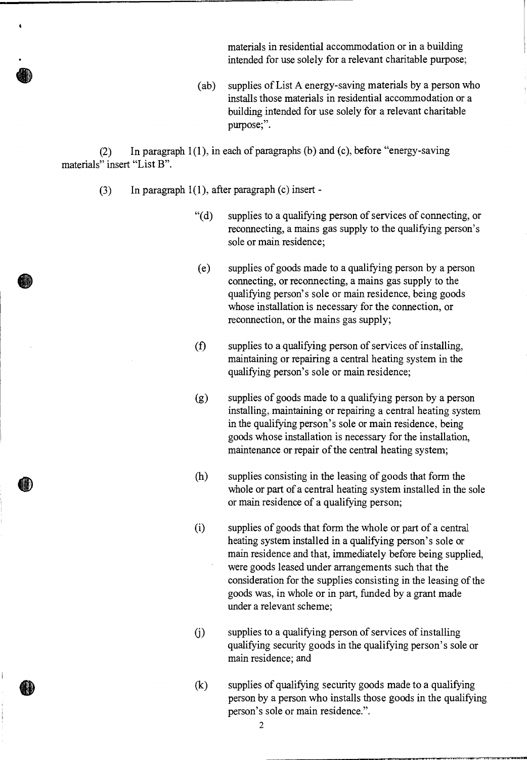materials in residential accommodation or in a building intended for use solely for a relevant charitable purpose;

(ab) supplies of List A energy-saving materials by a person who installs those materials in residential accommodation or a building intended for use solely for a relevant charitable purpose;".

(2) In paragraph 1(1), in each of paragraphs (b) and (c), before "energy-saving materials" insert "List B".

(3) In paragraph 1(1), after paragraph (c) insert -

"(d) supplies to a qualifying person of services of connecting, or reconnecting, a mains gas supply to the qualifying person's sole or main residence;

(e) supplies of goods made to a qualifying person by a person connecting, or reconnecting, a mains gas supply to the qualifying person's sole or main residence, being goods whose installation is necessary for the connection, or reconnection, or the mains gas supply;

(f) supplies to a qualifying person of services of installing, maintaining or repairing a central heating system in the qualifying person's sole or main residence;

(g) supplies of goods made to a qualifying person by a person installing, maintaining or repairing a central heating system in the qualifying person's sole or main residence, being goods whose installation is necessary for the installation, maintenance or repair of the central heating system;

(h) supplies consisting in the leasing of goods that form the whole or part of a central heating system installed in the sole or main residence of a qualifying person;

(i) supplies of goods that form the whole or part of a central heating system installed in a qualifying person's sole or main residence and that, immediately before being supplied, were goods leased under arrangements such that the consideration for the supplies consisting in the leasing of the goods was, in whole or in part, funded by a grant made under a relevant scheme;

(j) supplies to a qualifying person of services of installing qualifying security goods in the qualifying person's sole or main residence; and

(k) supplies of qualifying security goods made to a qualifying person by a person who installs those goods in the qualifying person's sole or main residence.".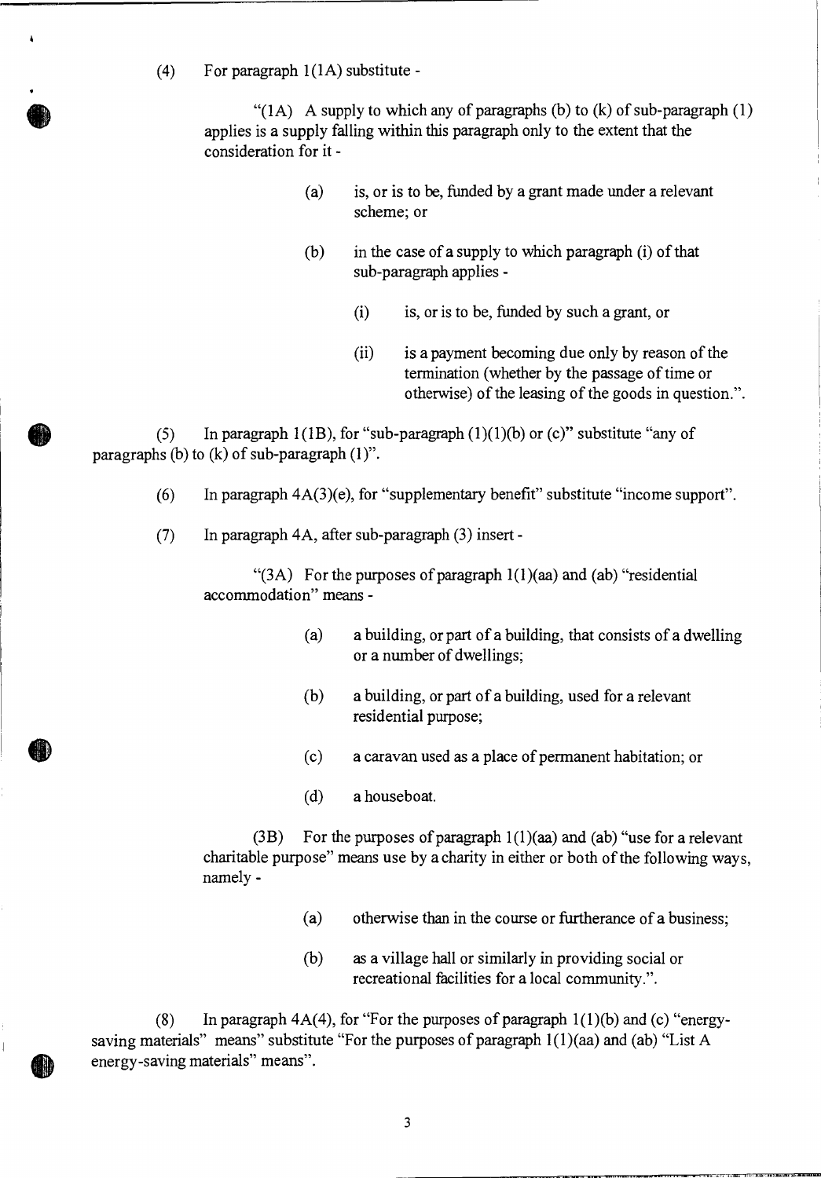(4) For paragraph 1(1A) substitute -

> "(1A) A supply to which any of paragraphs (b) to (k) of sub-paragraph (1) applies is a supply falling within this paragraph only to the extent that the consideration for it -
>
> (a) is, or is to be, funded by a grant made under a relevant scheme; or
>
> (b) in the case of a supply to which paragraph (i) of that sub-paragraph applies -
>
> (i) is, or is to be, funded by such a grant, or
>
> (ii) is a payment becoming due only by reason of the termination (whether by the passage of time or otherwise) of the leasing of the goods in question.".

(5) In paragraph 1(1B), for "sub-paragraph (1)(1)(b) or (c)" substitute "any of paragraphs (b) to (k) of sub-paragraph (1)".

(6) In paragraph 4A(3)(e), for "supplementary benefit" substitute "income support".

(7) In paragraph 4A, after sub-paragraph (3) insert -

> "(3A) For the purposes of paragraph 1(1)(aa) and (ab) "residential accommodation" means -
>
> (a) a building, or part of a building, that consists of a dwelling or a number of dwellings;
>
> (b) a building, or part of a building, used for a relevant residential purpose;
>
> (c) a caravan used as a place of permanent habitation; or
>
> (d) a houseboat.
>
> (3B) For the purposes of paragraph 1(1)(aa) and (ab) "use for a relevant charitable purpose" means use by a charity in either or both of the following ways, namely -
>
> (a) otherwise than in the course or furtherance of a business;
>
> (b) as a village hall or similarly in providing social or recreational facilities for a local community.".

(8) In paragraph 4A(4), for "For the purposes of paragraph 1(1)(b) and (c) "energy-saving materials" means" substitute "For the purposes of paragraph 1(1)(aa) and (ab) "List A energy-saving materials" means".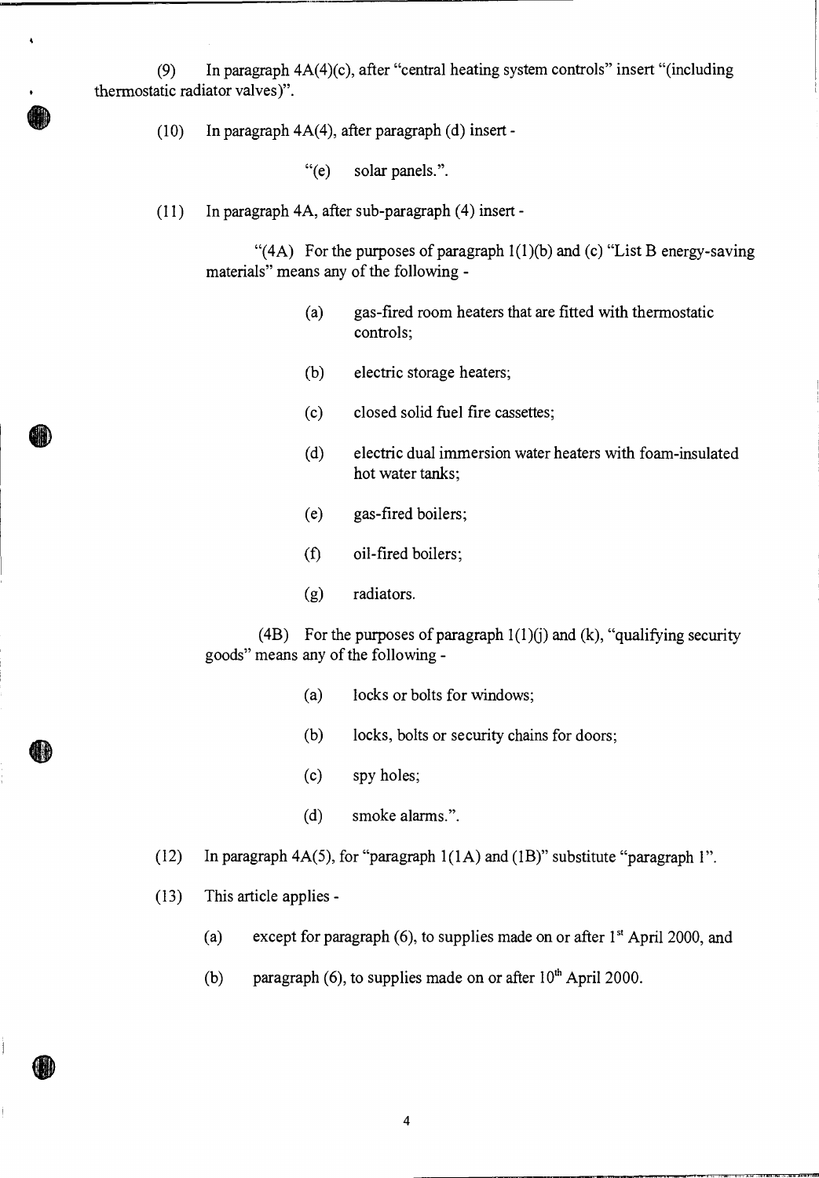(9) In paragraph 4A(4)(c), after "central heating system controls" insert "(including thermostatic radiator valves)".

(10) In paragraph 4A(4), after paragraph (d) insert -

"(e) solar panels.".

(11) In paragraph 4A, after sub-paragraph (4) insert -

"(4A) For the purposes of paragraph 1(1)(b) and (c) "List B energy-saving materials" means any of the following -

(a) gas-fired room heaters that are fitted with thermostatic controls;

(b) electric storage heaters;

(c) closed solid fuel fire cassettes;

(d) electric dual immersion water heaters with foam-insulated hot water tanks;

(e) gas-fired boilers;

(f) oil-fired boilers;

(g) radiators.

(4B) For the purposes of paragraph 1(1)(j) and (k), "qualifying security goods" means any of the following -

(a) locks or bolts for windows;

(b) locks, bolts or security chains for doors;

(c) spy holes;

(d) smoke alarms.".

(12) In paragraph 4A(5), for "paragraph 1(1A) and (1B)" substitute "paragraph 1".

(13) This article applies -

(a) except for paragraph (6), to supplies made on or after 1st April 2000, and

(b) paragraph (6), to supplies made on or after 10th April 2000.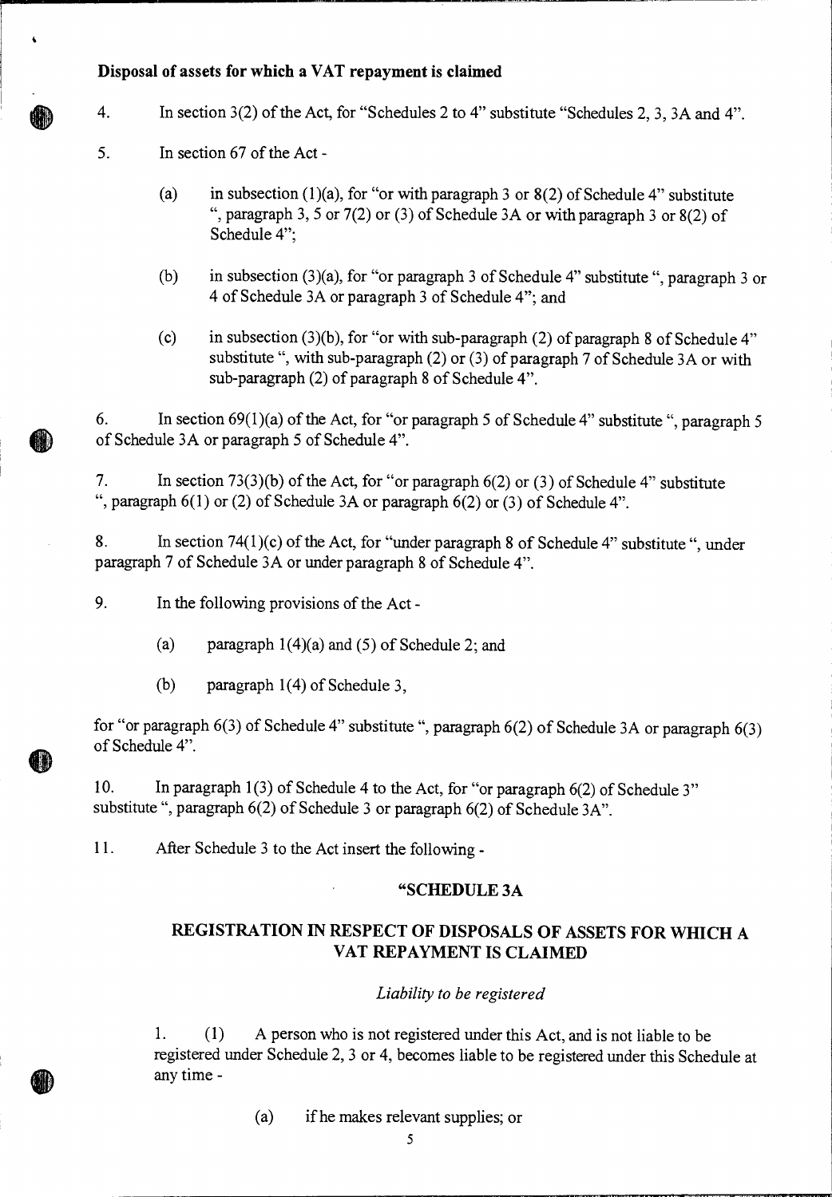**Disposal of assets for which a VAT repayment is claimed**

4. In section 3(2) of the Act, for "Schedules 2 to 4" substitute "Schedules 2, 3, 3A and 4".

5. In section 67 of the Act -

(a) in subsection (1)(a), for "or with paragraph 3 or 8(2) of Schedule 4" substitute ", paragraph 3, 5 or 7(2) or (3) of Schedule 3A or with paragraph 3 or 8(2) of Schedule 4";

(b) in subsection (3)(a), for "or paragraph 3 of Schedule 4" substitute ", paragraph 3 or 4 of Schedule 3A or paragraph 3 of Schedule 4"; and

(c) in subsection (3)(b), for "or with sub-paragraph (2) of paragraph 8 of Schedule 4" substitute ", with sub-paragraph (2) or (3) of paragraph 7 of Schedule 3A or with sub-paragraph (2) of paragraph 8 of Schedule 4".

6. In section 69(1)(a) of the Act, for "or paragraph 5 of Schedule 4" substitute ", paragraph 5 of Schedule 3A or paragraph 5 of Schedule 4".

7. In section 73(3)(b) of the Act, for "or paragraph 6(2) or (3) of Schedule 4" substitute ", paragraph 6(1) or (2) of Schedule 3A or paragraph 6(2) or (3) of Schedule 4".

8. In section 74(1)(c) of the Act, for "under paragraph 8 of Schedule 4" substitute ", under paragraph 7 of Schedule 3A or under paragraph 8 of Schedule 4".

9. In the following provisions of the Act -

(a) paragraph 1(4)(a) and (5) of Schedule 2; and

(b) paragraph 1(4) of Schedule 3,

for "or paragraph 6(3) of Schedule 4" substitute ", paragraph 6(2) of Schedule 3A or paragraph 6(3) of Schedule 4".

10. In paragraph 1(3) of Schedule 4 to the Act, for "or paragraph 6(2) of Schedule 3" substitute ", paragraph 6(2) of Schedule 3 or paragraph 6(2) of Schedule 3A".

11. After Schedule 3 to the Act insert the following -

**"SCHEDULE 3A**

**REGISTRATION IN RESPECT OF DISPOSALS OF ASSETS FOR WHICH A VAT REPAYMENT IS CLAIMED**

*Liability to be registered*

1. (1) A person who is not registered under this Act, and is not liable to be registered under Schedule 2, 3 or 4, becomes liable to be registered under this Schedule at any time -

(a) if he makes relevant supplies; or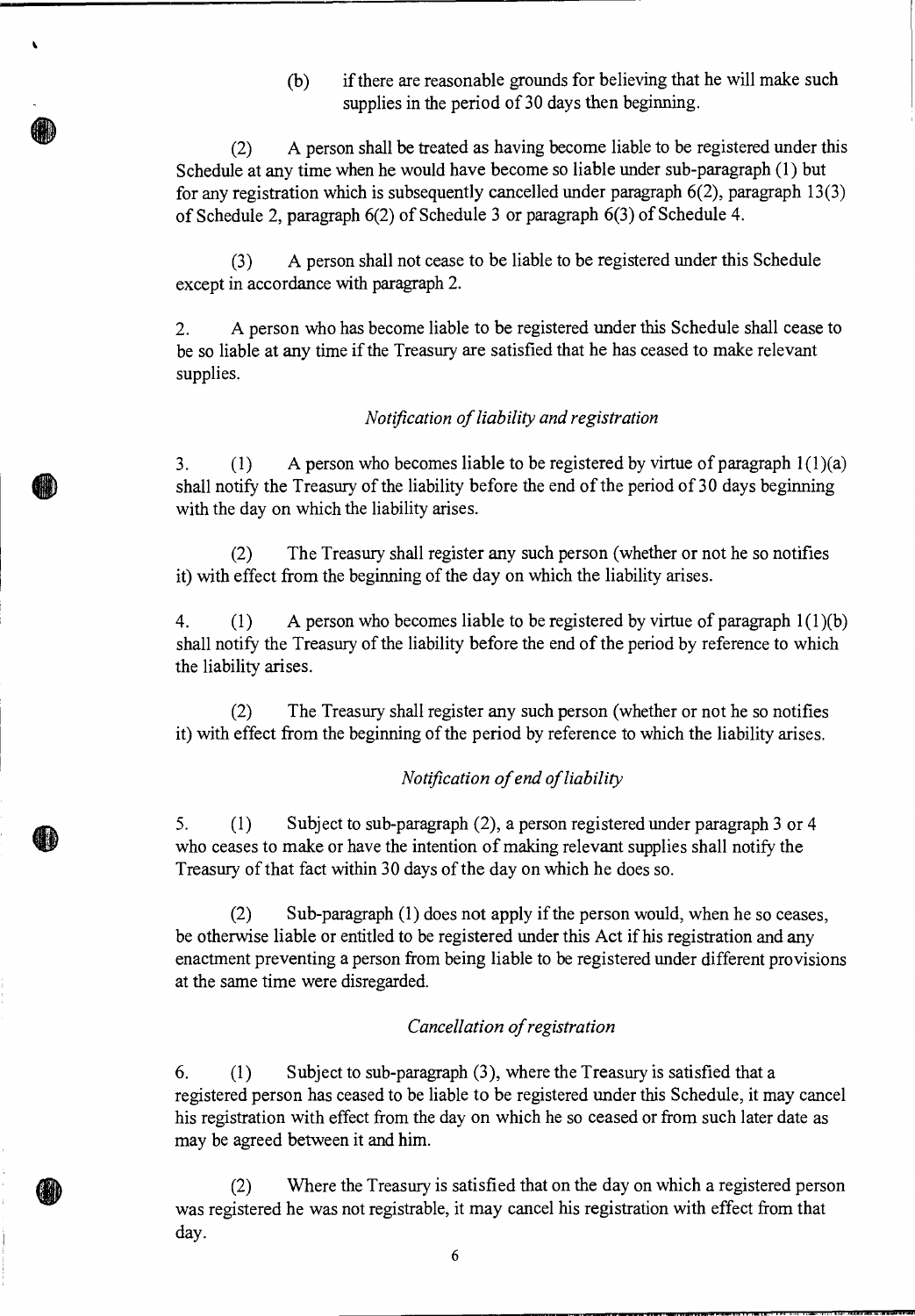(b) if there are reasonable grounds for believing that he will make such supplies in the period of 30 days then beginning.

(2) A person shall be treated as having become liable to be registered under this Schedule at any time when he would have become so liable under sub-paragraph (1) but for any registration which is subsequently cancelled under paragraph 6(2), paragraph 13(3) of Schedule 2, paragraph 6(2) of Schedule 3 or paragraph 6(3) of Schedule 4.

(3) A person shall not cease to be liable to be registered under this Schedule except in accordance with paragraph 2.

2. A person who has become liable to be registered under this Schedule shall cease to be so liable at any time if the Treasury are satisfied that he has ceased to make relevant supplies.

*Notification of liability and registration*

3. (1) A person who becomes liable to be registered by virtue of paragraph 1(1)(a) shall notify the Treasury of the liability before the end of the period of 30 days beginning with the day on which the liability arises.

(2) The Treasury shall register any such person (whether or not he so notifies it) with effect from the beginning of the day on which the liability arises.

4. (1) A person who becomes liable to be registered by virtue of paragraph 1(1)(b) shall notify the Treasury of the liability before the end of the period by reference to which the liability arises.

(2) The Treasury shall register any such person (whether or not he so notifies it) with effect from the beginning of the period by reference to which the liability arises.

*Notification of end of liability*

5. (1) Subject to sub-paragraph (2), a person registered under paragraph 3 or 4 who ceases to make or have the intention of making relevant supplies shall notify the Treasury of that fact within 30 days of the day on which he does so.

(2) Sub-paragraph (1) does not apply if the person would, when he so ceases, be otherwise liable or entitled to be registered under this Act if his registration and any enactment preventing a person from being liable to be registered under different provisions at the same time were disregarded.

*Cancellation of registration*

6. (1) Subject to sub-paragraph (3), where the Treasury is satisfied that a registered person has ceased to be liable to be registered under this Schedule, it may cancel his registration with effect from the day on which he so ceased or from such later date as may be agreed between it and him.

(2) Where the Treasury is satisfied that on the day on which a registered person was registered he was not registrable, it may cancel his registration with effect from that day.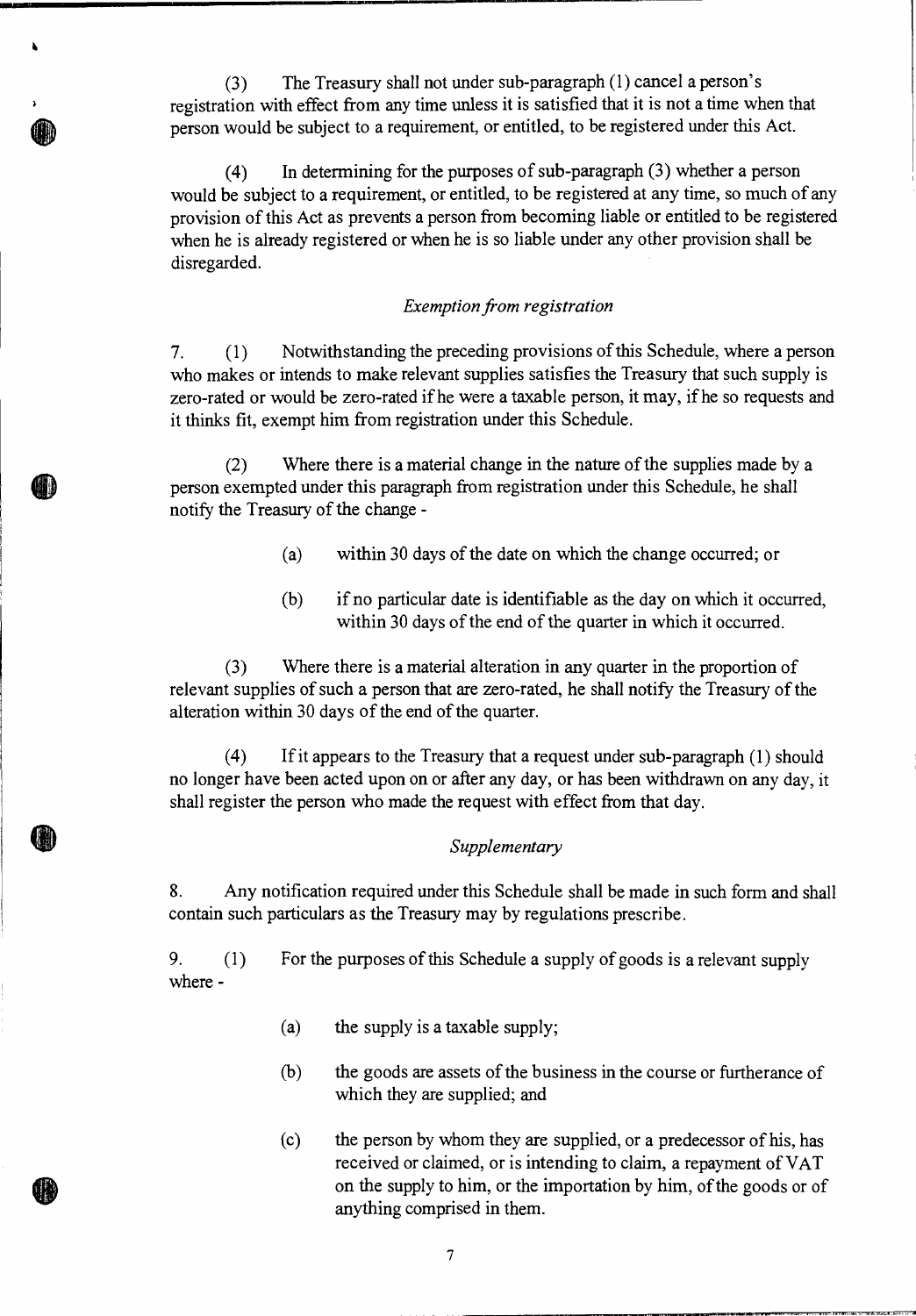(3) The Treasury shall not under sub-paragraph (1) cancel a person's registration with effect from any time unless it is satisfied that it is not a time when that person would be subject to a requirement, or entitled, to be registered under this Act.

(4) In determining for the purposes of sub-paragraph (3) whether a person would be subject to a requirement, or entitled, to be registered at any time, so much of any provision of this Act as prevents a person from becoming liable or entitled to be registered when he is already registered or when he is so liable under any other provision shall be disregarded.

*Exemption from registration*

7. (1) Notwithstanding the preceding provisions of this Schedule, where a person who makes or intends to make relevant supplies satisfies the Treasury that such supply is zero-rated or would be zero-rated if he were a taxable person, it may, if he so requests and it thinks fit, exempt him from registration under this Schedule.

(2) Where there is a material change in the nature of the supplies made by a person exempted under this paragraph from registration under this Schedule, he shall notify the Treasury of the change -

(a) within 30 days of the date on which the change occurred; or

(b) if no particular date is identifiable as the day on which it occurred, within 30 days of the end of the quarter in which it occurred.

(3) Where there is a material alteration in any quarter in the proportion of relevant supplies of such a person that are zero-rated, he shall notify the Treasury of the alteration within 30 days of the end of the quarter.

(4) If it appears to the Treasury that a request under sub-paragraph (1) should no longer have been acted upon on or after any day, or has been withdrawn on any day, it shall register the person who made the request with effect from that day.

*Supplementary*

8. Any notification required under this Schedule shall be made in such form and shall contain such particulars as the Treasury may by regulations prescribe.

9. (1) For the purposes of this Schedule a supply of goods is a relevant supply where -

(a) the supply is a taxable supply;

(b) the goods are assets of the business in the course or furtherance of which they are supplied; and

(c) the person by whom they are supplied, or a predecessor of his, has received or claimed, or is intending to claim, a repayment of VAT on the supply to him, or the importation by him, of the goods or of anything comprised in them.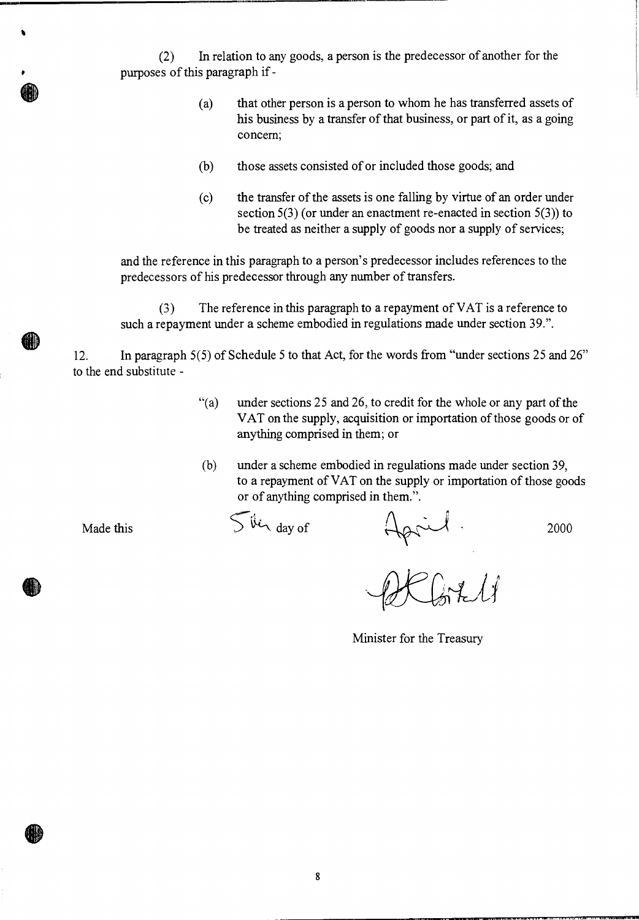(2) In relation to any goods, a person is the predecessor of another for the purposes of this paragraph if -

> (a) that other person is a person to whom he has transferred assets of his business by a transfer of that business, or part of it, as a going concern;
>
> (b) those assets consisted of or included those goods; and
>
> (c) the transfer of the assets is one falling by virtue of an order under section 5(3) (or under an enactment re-enacted in section 5(3)) to be treated as neither a supply of goods nor a supply of services;

and the reference in this paragraph to a person's predecessor includes references to the predecessors of his predecessor through any number of transfers.

(3) The reference in this paragraph to a repayment of VAT is a reference to such a repayment under a scheme embodied in regulations made under section 39.".

12. In paragraph 5(5) of Schedule 5 to that Act, for the words from "under sections 25 and 26" to the end substitute -

> "(a) under sections 25 and 26, to credit for the whole or any part of the VAT on the supply, acquisition or importation of those goods or of anything comprised in them; or
>
> (b) under a scheme embodied in regulations made under section 39, to a repayment of VAT on the supply or importation of those goods or of anything comprised in them.".

Made this 5th day of April. 2000

Minister for the Treasury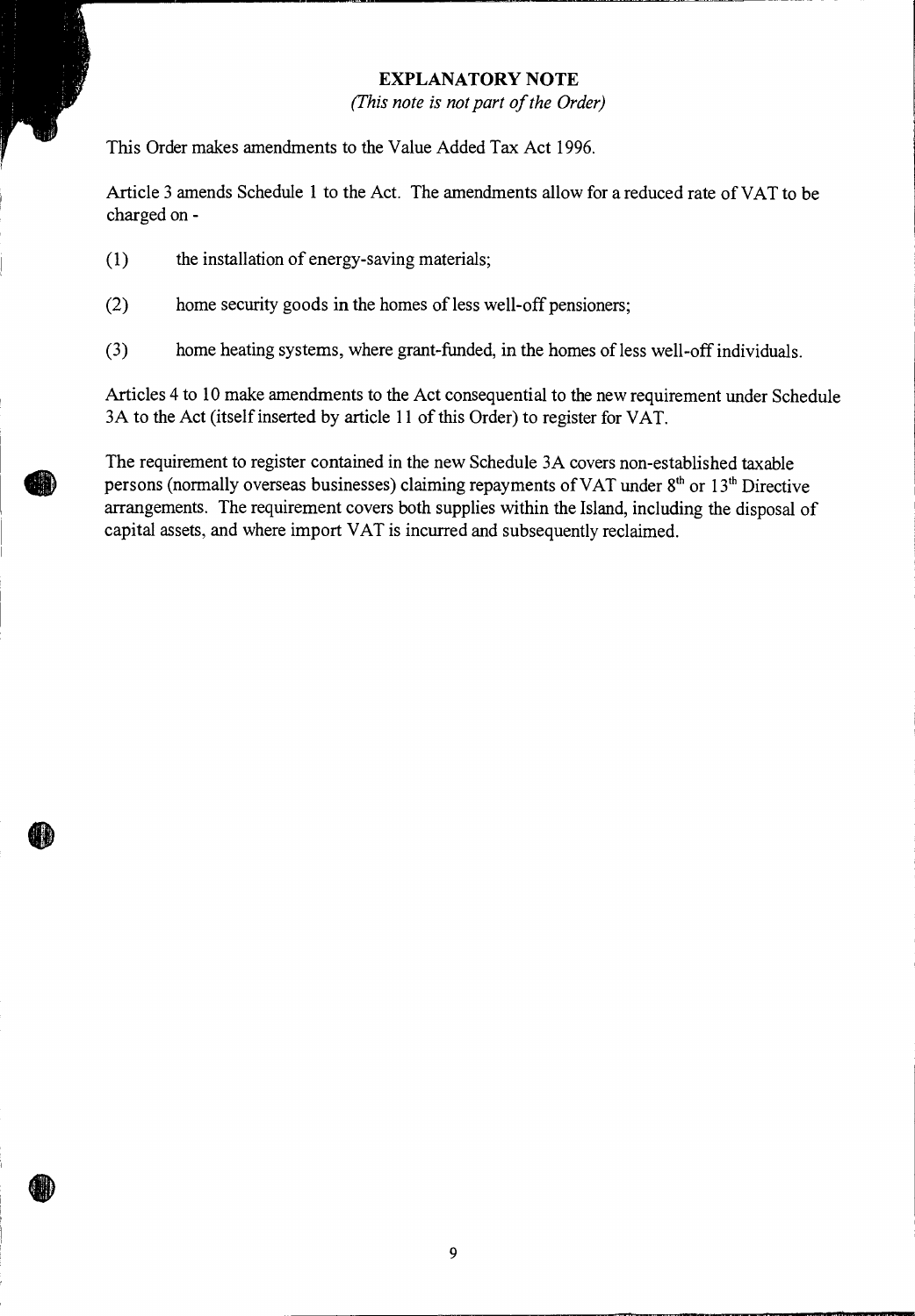## EXPLANATORY NOTE

*(This note is not part of the Order)*

This Order makes amendments to the Value Added Tax Act 1996.

Article 3 amends Schedule 1 to the Act. The amendments allow for a reduced rate of VAT to be charged on -

(1) the installation of energy-saving materials;

(2) home security goods in the homes of less well-off pensioners;

(3) home heating systems, where grant-funded, in the homes of less well-off individuals.

Articles 4 to 10 make amendments to the Act consequential to the new requirement under Schedule 3A to the Act (itself inserted by article 11 of this Order) to register for VAT.

The requirement to register contained in the new Schedule 3A covers non-established taxable persons (normally overseas businesses) claiming repayments of VAT under 8th or 13th Directive arrangements. The requirement covers both supplies within the Island, including the disposal of capital assets, and where import VAT is incurred and subsequently reclaimed.